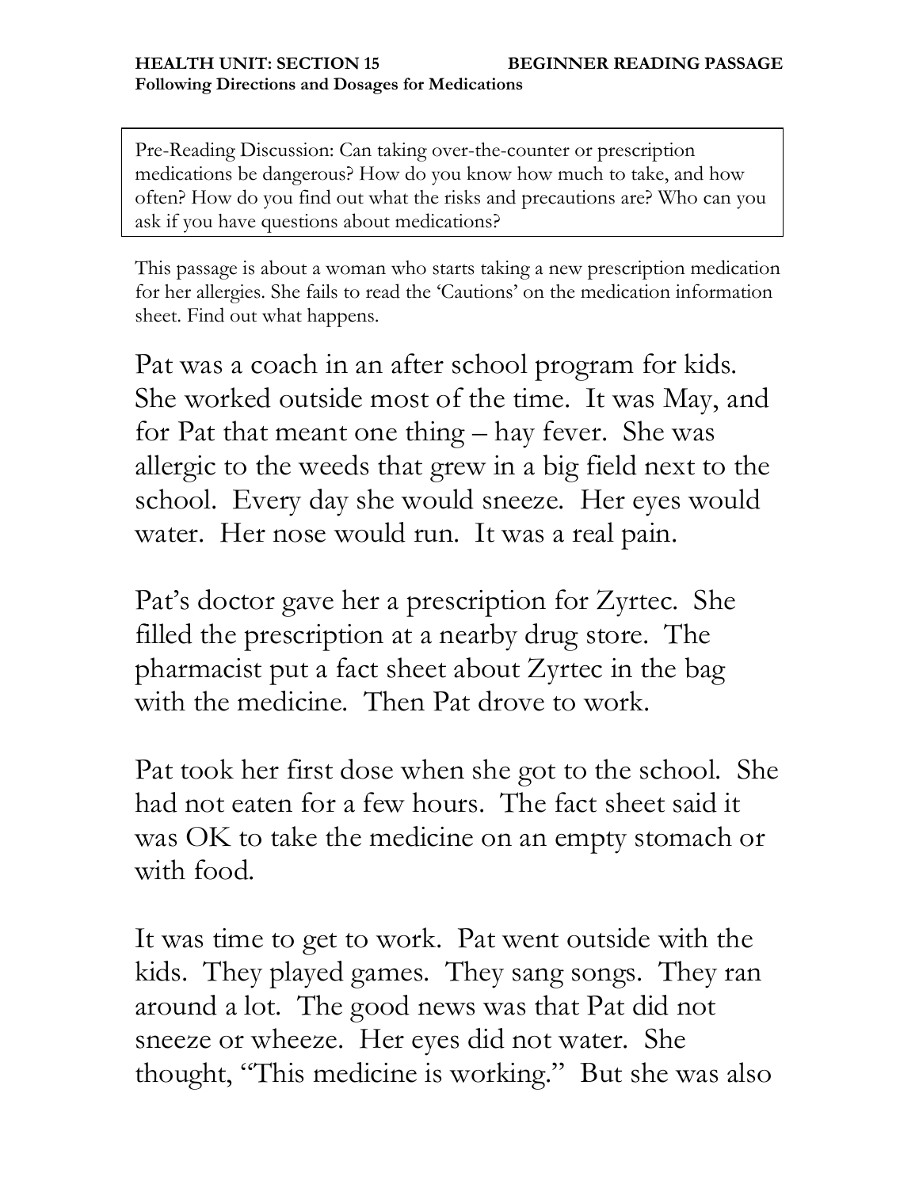**HEALTH UNIT: SECTION 15** **BEGINNER READING PASSAGE**
**Following Directions and Dosages for Medications**

Pre-Reading Discussion: Can taking over-the-counter or prescription medications be dangerous? How do you know how much to take, and how often? How do you find out what the risks and precautions are? Who can you ask if you have questions about medications?

This passage is about a woman who starts taking a new prescription medication for her allergies. She fails to read the 'Cautions' on the medication information sheet. Find out what happens.

Pat was a coach in an after school program for kids. She worked outside most of the time. It was May, and for Pat that meant one thing – hay fever. She was allergic to the weeds that grew in a big field next to the school. Every day she would sneeze. Her eyes would water. Her nose would run. It was a real pain.

Pat's doctor gave her a prescription for Zyrtec. She filled the prescription at a nearby drug store. The pharmacist put a fact sheet about Zyrtec in the bag with the medicine. Then Pat drove to work.

Pat took her first dose when she got to the school. She had not eaten for a few hours. The fact sheet said it was OK to take the medicine on an empty stomach or with food.

It was time to get to work. Pat went outside with the kids. They played games. They sang songs. They ran around a lot. The good news was that Pat did not sneeze or wheeze. Her eyes did not water. She thought, "This medicine is working." But she was also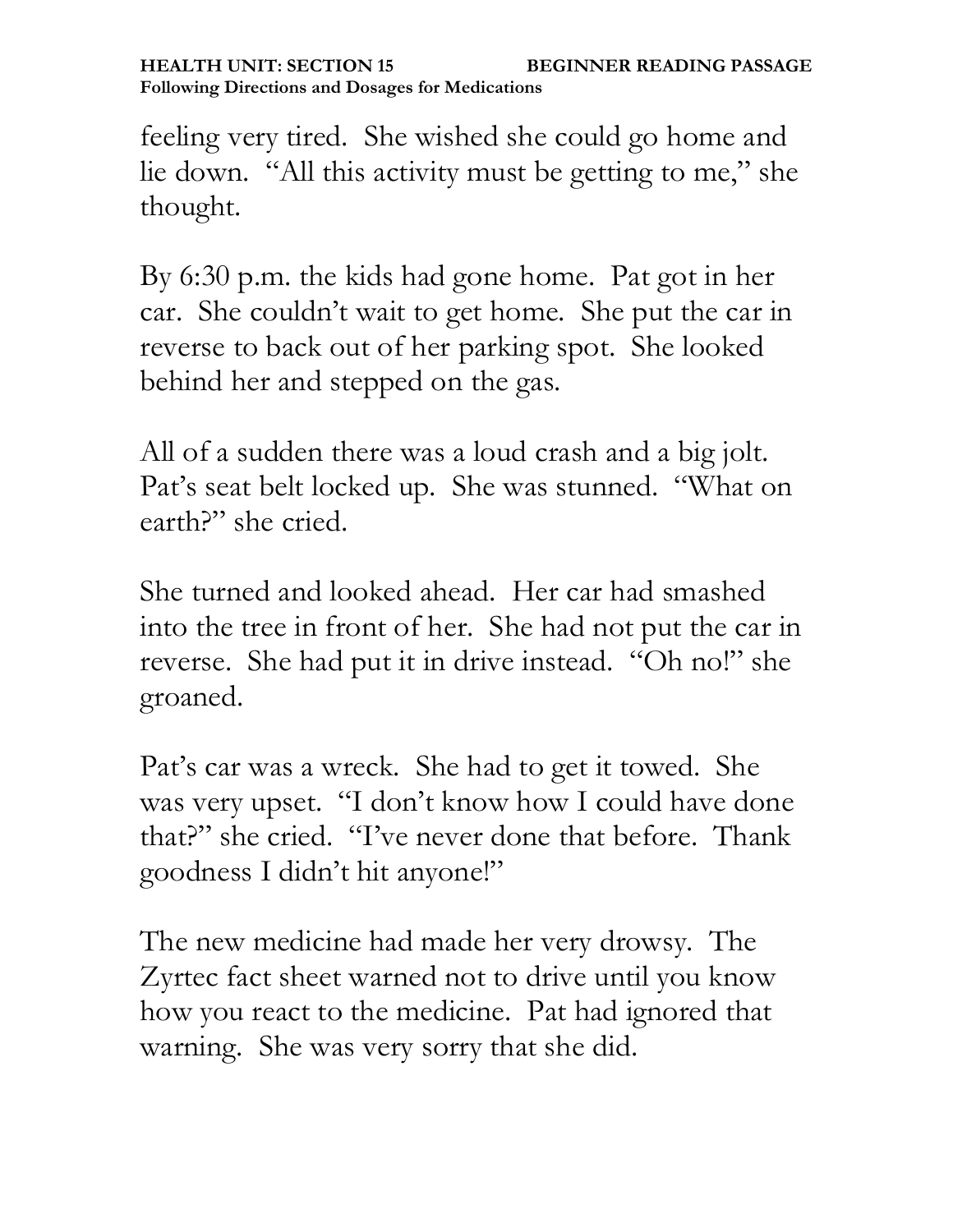feeling very tired. She wished she could go home and lie down. "All this activity must be getting to me," she thought.

By 6:30 p.m. the kids had gone home. Pat got in her car. She couldn't wait to get home. She put the car in reverse to back out of her parking spot. She looked behind her and stepped on the gas.

All of a sudden there was a loud crash and a big jolt. Pat's seat belt locked up. She was stunned. "What on earth?" she cried.

She turned and looked ahead. Her car had smashed into the tree in front of her. She had not put the car in reverse. She had put it in drive instead. "Oh no!" she groaned.

Pat's car was a wreck. She had to get it towed. She was very upset. "I don't know how I could have done that?" she cried. "I've never done that before. Thank goodness I didn't hit anyone!"

The new medicine had made her very drowsy. The Zyrtec fact sheet warned not to drive until you know how you react to the medicine. Pat had ignored that warning. She was very sorry that she did.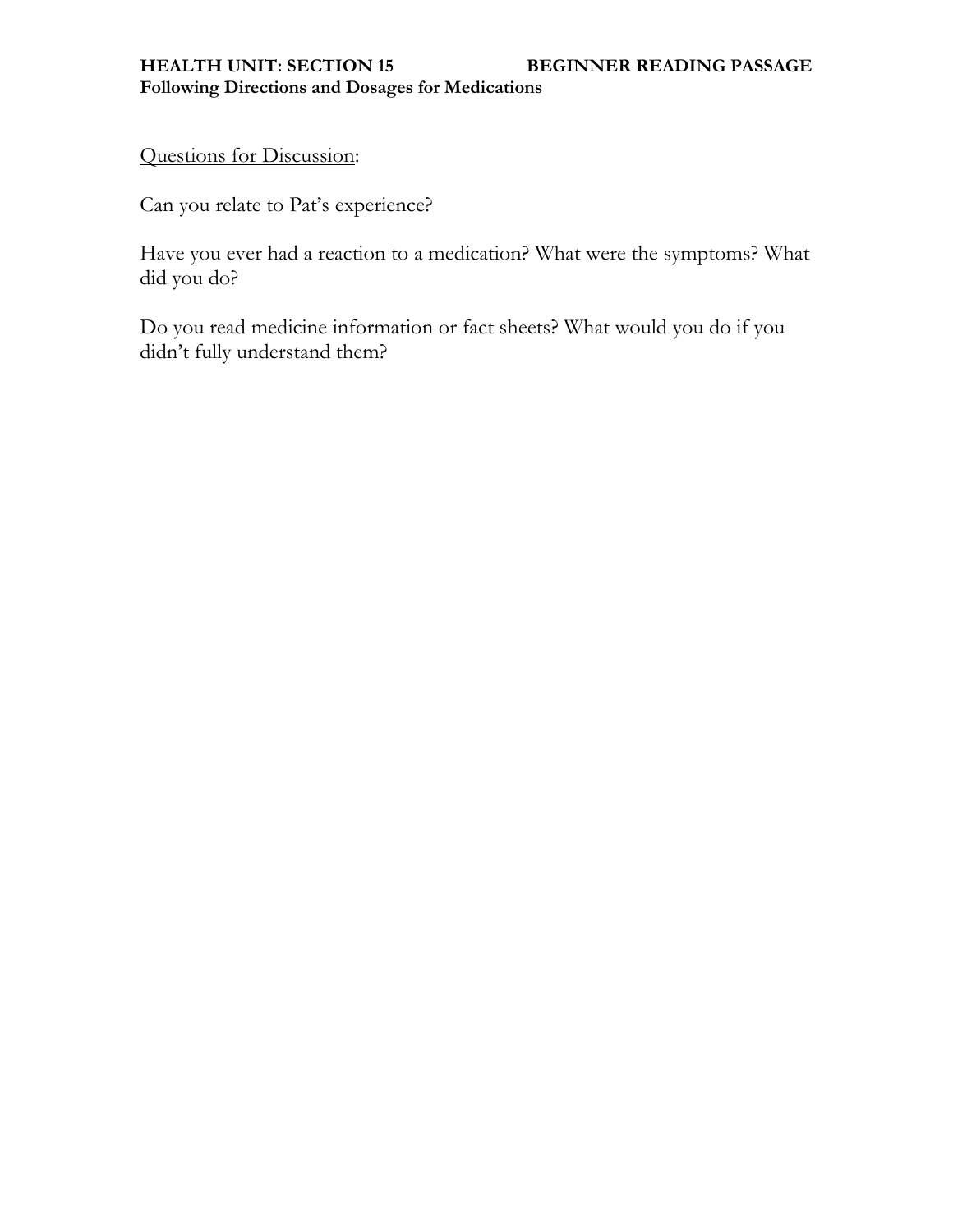Questions for Discussion:

Can you relate to Pat's experience?

Have you ever had a reaction to a medication? What were the symptoms? What did you do?

Do you read medicine information or fact sheets? What would you do if you didn't fully understand them?